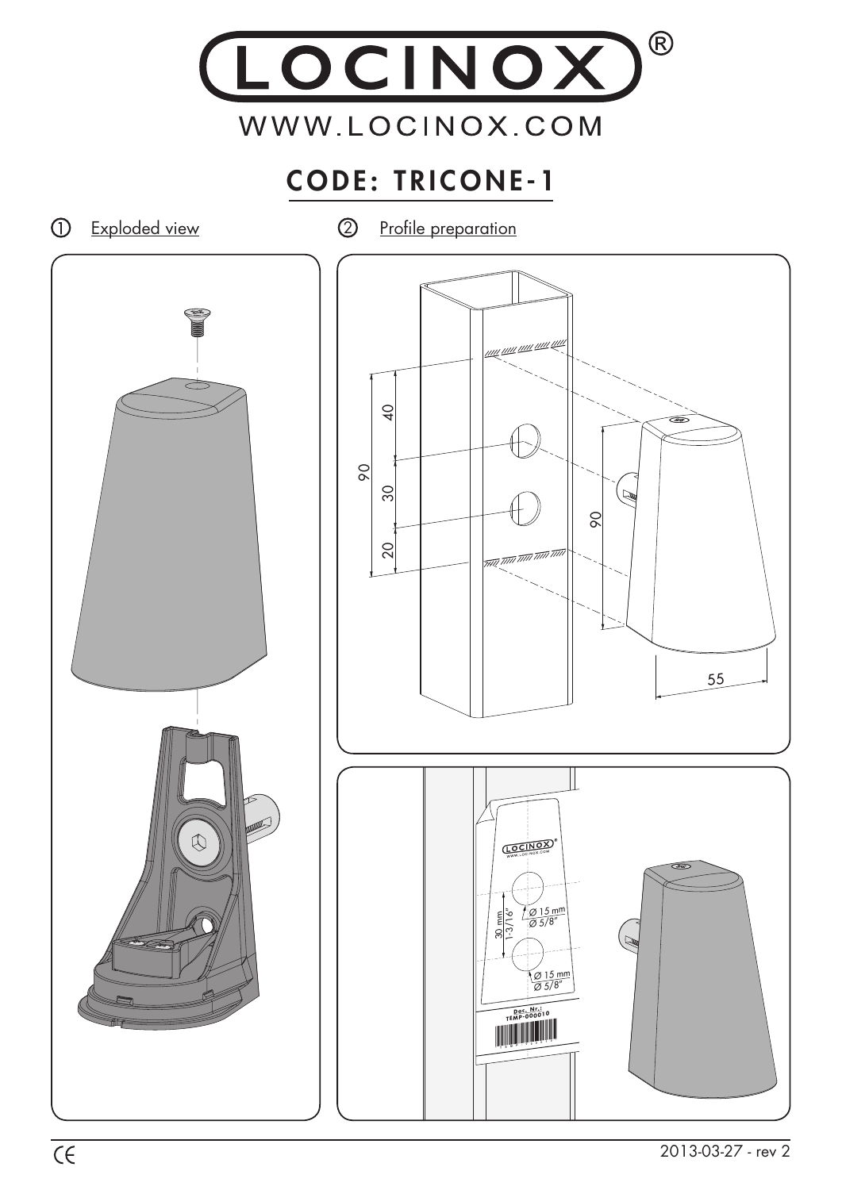# LOCINOX®

WWW.LOCINOX.COM

## CODE: TRICONE-1

① Exploded view

② Profile preparation

90

40

30

20

90

55

LOCINOX®

WWW.LOCINOX.COM

30 mm 1-3/16"

Ø 15 mm Ø 5/8"

Ø 15 mm Ø 5/8"

Doc. Nr.: TEMP-000010

CE

2013-03-27 - rev 2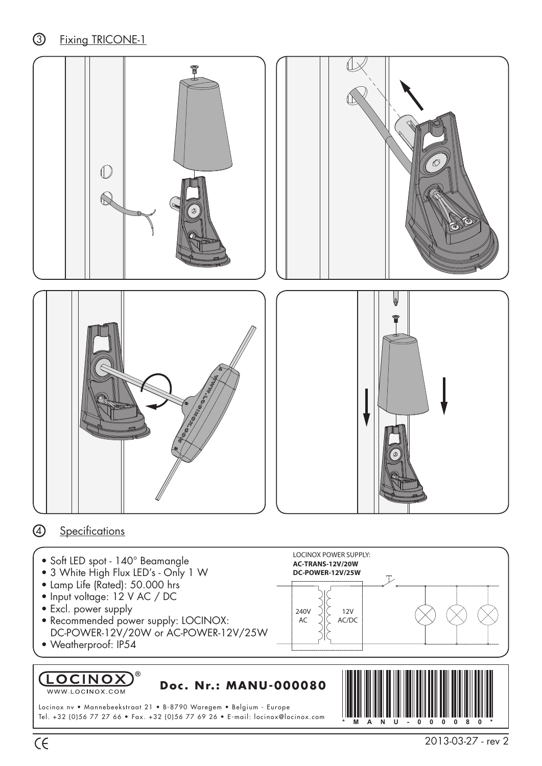## ③ Fixing TRICONE-1

## ④ Specifications

- Soft LED spot - 140° Beamangle
- 3 White High Flux LED's - Only 1 W
- Lamp Life (Rated): 50.000 hrs
- Input voltage: 12 V AC / DC
- Excl. power supply
- Recommended power supply: LOCINOX: DC-POWER-12V/20W or AC-POWER-12V/25W
- Weatherproof: IP54

LOCINOX POWER SUPPLY:
**AC-TRANS-12V/20W**
**DC-POWER-12V/25W**

240V AC

12V AC/DC

LOCINOX®
WWW.LOCINOX.COM

**Doc. Nr.: MANU-000080**

Locinox nv • Mannebeekstraat 21 • B-8790 Waregem • Belgium - Europe
Tel. +32 (0)56 77 27 66 • Fax. +32 (0)56 77 69 26 • E-mail: locinox@locinox.com

*MANU-000080*

CE

2013-03-27 - rev 2